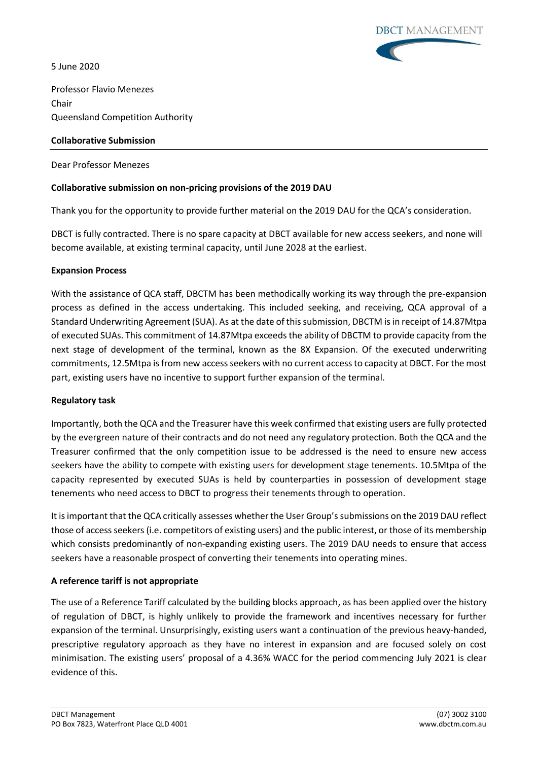DBCT MANAGEMENT

5 June 2020

Professor Flavio Menezes
Chair
Queensland Competition Authority

**Collaborative Submission**

Dear Professor Menezes

**Collaborative submission on non-pricing provisions of the 2019 DAU**

Thank you for the opportunity to provide further material on the 2019 DAU for the QCA's consideration.

DBCT is fully contracted. There is no spare capacity at DBCT available for new access seekers, and none will become available, at existing terminal capacity, until June 2028 at the earliest.

**Expansion Process**

With the assistance of QCA staff, DBCTM has been methodically working its way through the pre-expansion process as defined in the access undertaking. This included seeking, and receiving, QCA approval of a Standard Underwriting Agreement (SUA). As at the date of this submission, DBCTM is in receipt of 14.87Mtpa of executed SUAs. This commitment of 14.87Mtpa exceeds the ability of DBCTM to provide capacity from the next stage of development of the terminal, known as the 8X Expansion. Of the executed underwriting commitments, 12.5Mtpa is from new access seekers with no current access to capacity at DBCT. For the most part, existing users have no incentive to support further expansion of the terminal.

**Regulatory task**

Importantly, both the QCA and the Treasurer have this week confirmed that existing users are fully protected by the evergreen nature of their contracts and do not need any regulatory protection. Both the QCA and the Treasurer confirmed that the only competition issue to be addressed is the need to ensure new access seekers have the ability to compete with existing users for development stage tenements. 10.5Mtpa of the capacity represented by executed SUAs is held by counterparties in possession of development stage tenements who need access to DBCT to progress their tenements through to operation.

It is important that the QCA critically assesses whether the User Group's submissions on the 2019 DAU reflect those of access seekers (i.e. competitors of existing users) and the public interest, or those of its membership which consists predominantly of non-expanding existing users. The 2019 DAU needs to ensure that access seekers have a reasonable prospect of converting their tenements into operating mines.

**A reference tariff is not appropriate**

The use of a Reference Tariff calculated by the building blocks approach, as has been applied over the history of regulation of DBCT, is highly unlikely to provide the framework and incentives necessary for further expansion of the terminal. Unsurprisingly, existing users want a continuation of the previous heavy-handed, prescriptive regulatory approach as they have no interest in expansion and are focused solely on cost minimisation. The existing users' proposal of a 4.36% WACC for the period commencing July 2021 is clear evidence of this.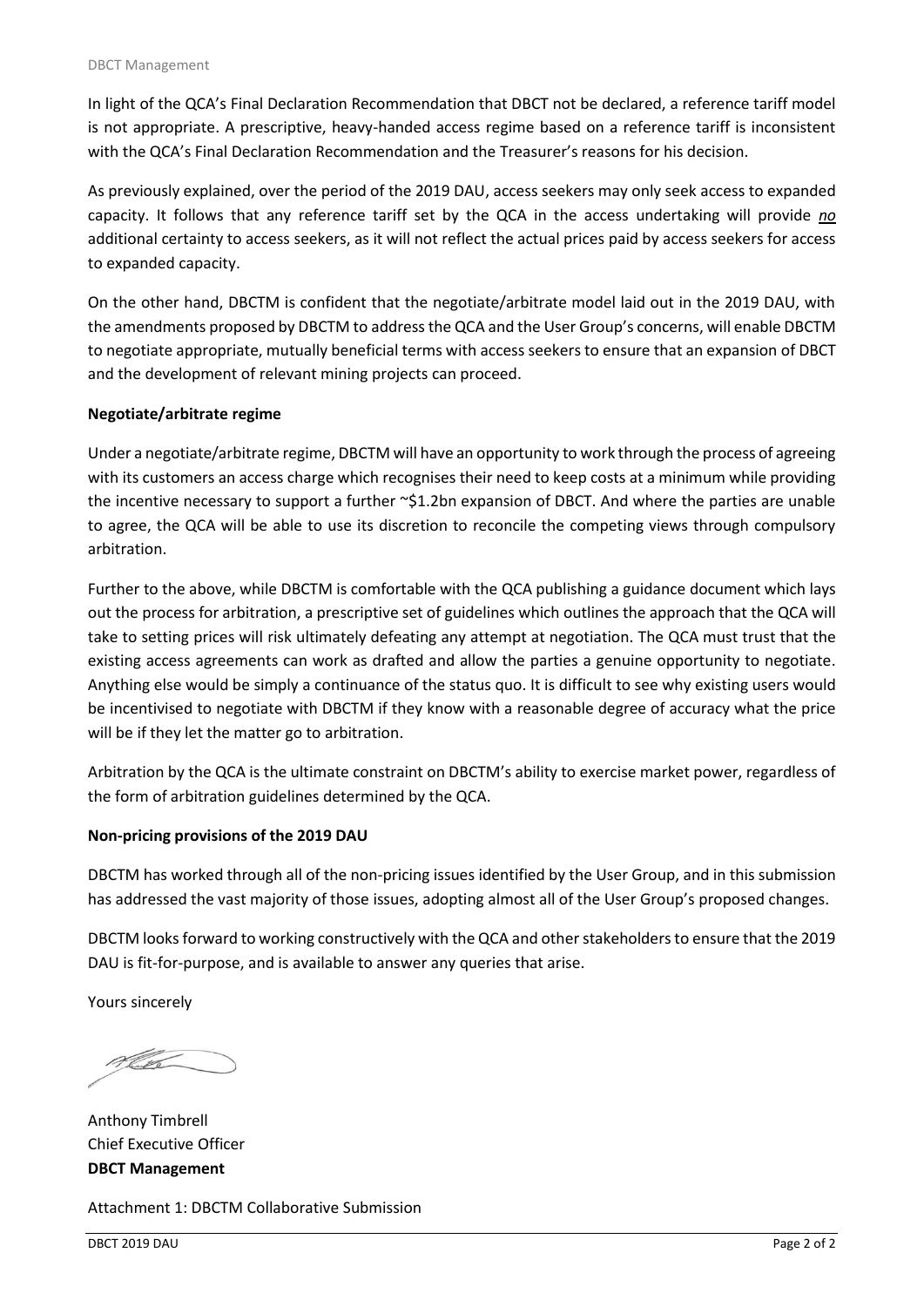In light of the QCA's Final Declaration Recommendation that DBCT not be declared, a reference tariff model is not appropriate. A prescriptive, heavy-handed access regime based on a reference tariff is inconsistent with the QCA's Final Declaration Recommendation and the Treasurer's reasons for his decision.

As previously explained, over the period of the 2019 DAU, access seekers may only seek access to expanded capacity. It follows that any reference tariff set by the QCA in the access undertaking will provide ***no*** additional certainty to access seekers, as it will not reflect the actual prices paid by access seekers for access to expanded capacity.

On the other hand, DBCTM is confident that the negotiate/arbitrate model laid out in the 2019 DAU, with the amendments proposed by DBCTM to address the QCA and the User Group's concerns, will enable DBCTM to negotiate appropriate, mutually beneficial terms with access seekers to ensure that an expansion of DBCT and the development of relevant mining projects can proceed.

**Negotiate/arbitrate regime**

Under a negotiate/arbitrate regime, DBCTM will have an opportunity to work through the process of agreeing with its customers an access charge which recognises their need to keep costs at a minimum while providing the incentive necessary to support a further ~$1.2bn expansion of DBCT. And where the parties are unable to agree, the QCA will be able to use its discretion to reconcile the competing views through compulsory arbitration.

Further to the above, while DBCTM is comfortable with the QCA publishing a guidance document which lays out the process for arbitration, a prescriptive set of guidelines which outlines the approach that the QCA will take to setting prices will risk ultimately defeating any attempt at negotiation. The QCA must trust that the existing access agreements can work as drafted and allow the parties a genuine opportunity to negotiate. Anything else would be simply a continuance of the status quo. It is difficult to see why existing users would be incentivised to negotiate with DBCTM if they know with a reasonable degree of accuracy what the price will be if they let the matter go to arbitration.

Arbitration by the QCA is the ultimate constraint on DBCTM's ability to exercise market power, regardless of the form of arbitration guidelines determined by the QCA.

**Non-pricing provisions of the 2019 DAU**

DBCTM has worked through all of the non-pricing issues identified by the User Group, and in this submission has addressed the vast majority of those issues, adopting almost all of the User Group's proposed changes.

DBCTM looks forward to working constructively with the QCA and other stakeholders to ensure that the 2019 DAU is fit-for-purpose, and is available to answer any queries that arise.

Yours sincerely

Anthony Timbrell
Chief Executive Officer
**DBCT Management**

Attachment 1: DBCTM Collaborative Submission